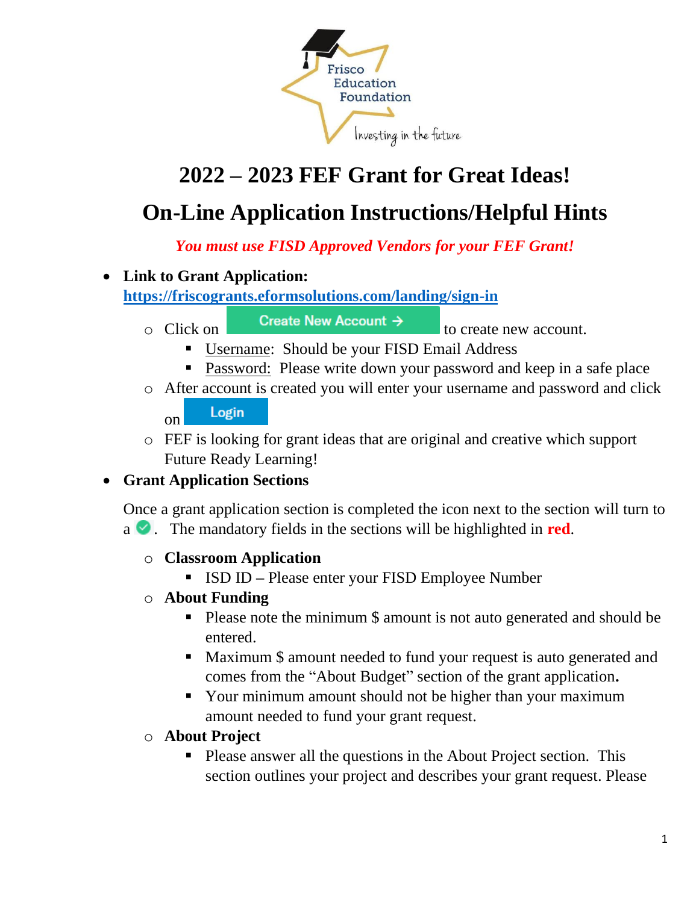# 2022 – 2023 FEF Grant for Great Ideas!

# On-Line Application Instructions/Helpful Hints

***You must use FISD Approved Vendors for your FEF Grant!***

- **Link to Grant Application:** [https://friscogrants.eformsolutions.com/landing/sign-in](https://friscogrants.eformsolutions.com/landing/sign-in)
  - Click on **Create New Account →** to create new account.
    - Username: Should be your FISD Email Address
    - Password: Please write down your password and keep in a safe place
  - After account is created you will enter your username and password and click on **Login**
  - FEF is looking for grant ideas that are original and creative which support Future Ready Learning!
- **Grant Application Sections**

  Once a grant application section is completed the icon next to the section will turn to a ✓. The mandatory fields in the sections will be highlighted in **red**.

  - **Classroom Application**
    - ISD ID – Please enter your FISD Employee Number
  - **About Funding**
    - Please note the minimum $ amount is not auto generated and should be entered.
    - Maximum $ amount needed to fund your request is auto generated and comes from the "About Budget" section of the grant application.
    - Your minimum amount should not be higher than your maximum amount needed to fund your grant request.
  - **About Project**
    - Please answer all the questions in the About Project section. This section outlines your project and describes your grant request. Please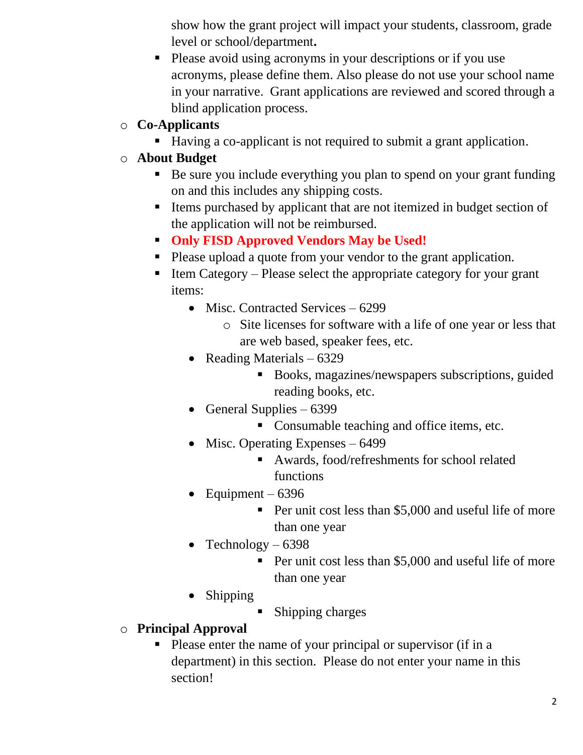show how the grant project will impact your students, classroom, grade level or school/department**.**

- Please avoid using acronyms in your descriptions or if you use acronyms, please define them. Also please do not use your school name in your narrative. Grant applications are reviewed and scored through a blind application process.

- **Co-Applicants**
  - Having a co-applicant is not required to submit a grant application.
- **About Budget**
  - Be sure you include everything you plan to spend on your grant funding on and this includes any shipping costs.
  - Items purchased by applicant that are not itemized in budget section of the application will not be reimbursed.
  - **Only FISD Approved Vendors May be Used!**
  - Please upload a quote from your vendor to the grant application.
  - Item Category – Please select the appropriate category for your grant items:
    - Misc. Contracted Services – 6299
      - Site licenses for software with a life of one year or less that are web based, speaker fees, etc.
    - Reading Materials – 6329
      - Books, magazines/newspapers subscriptions, guided reading books, etc.
    - General Supplies – 6399
      - Consumable teaching and office items, etc.
    - Misc. Operating Expenses – 6499
      - Awards, food/refreshments for school related functions
    - Equipment – 6396
      - Per unit cost less than $5,000 and useful life of more than one year
    - Technology – 6398
      - Per unit cost less than $5,000 and useful life of more than one year
    - Shipping
      - Shipping charges
- **Principal Approval**
  - Please enter the name of your principal or supervisor (if in a department) in this section. Please do not enter your name in this section!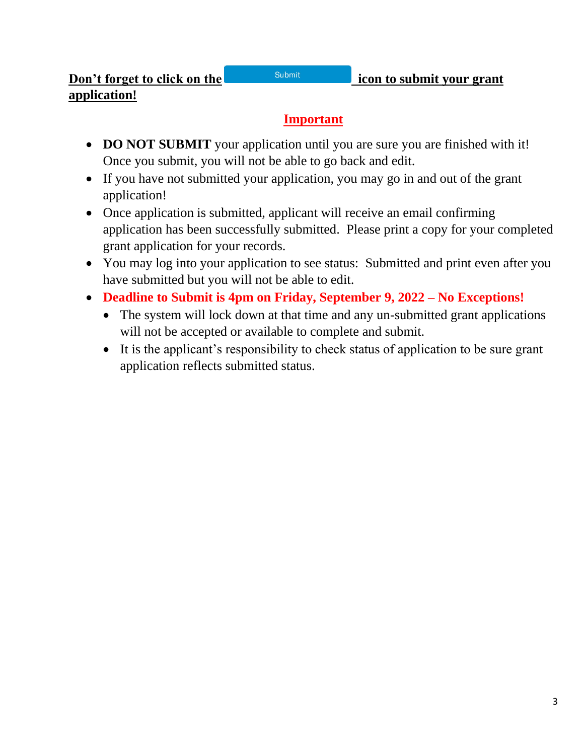**Don't forget to click on the** Submit **icon to submit your grant application!**

**Important**

- **DO NOT SUBMIT** your application until you are sure you are finished with it! Once you submit, you will not be able to go back and edit.
- If you have not submitted your application, you may go in and out of the grant application!
- Once application is submitted, applicant will receive an email confirming application has been successfully submitted. Please print a copy for your completed grant application for your records.
- You may log into your application to see status: Submitted and print even after you have submitted but you will not be able to edit.
- **Deadline to Submit is 4pm on Friday, September 9, 2022 – No Exceptions!**
  - The system will lock down at that time and any un-submitted grant applications will not be accepted or available to complete and submit.
  - It is the applicant's responsibility to check status of application to be sure grant application reflects submitted status.